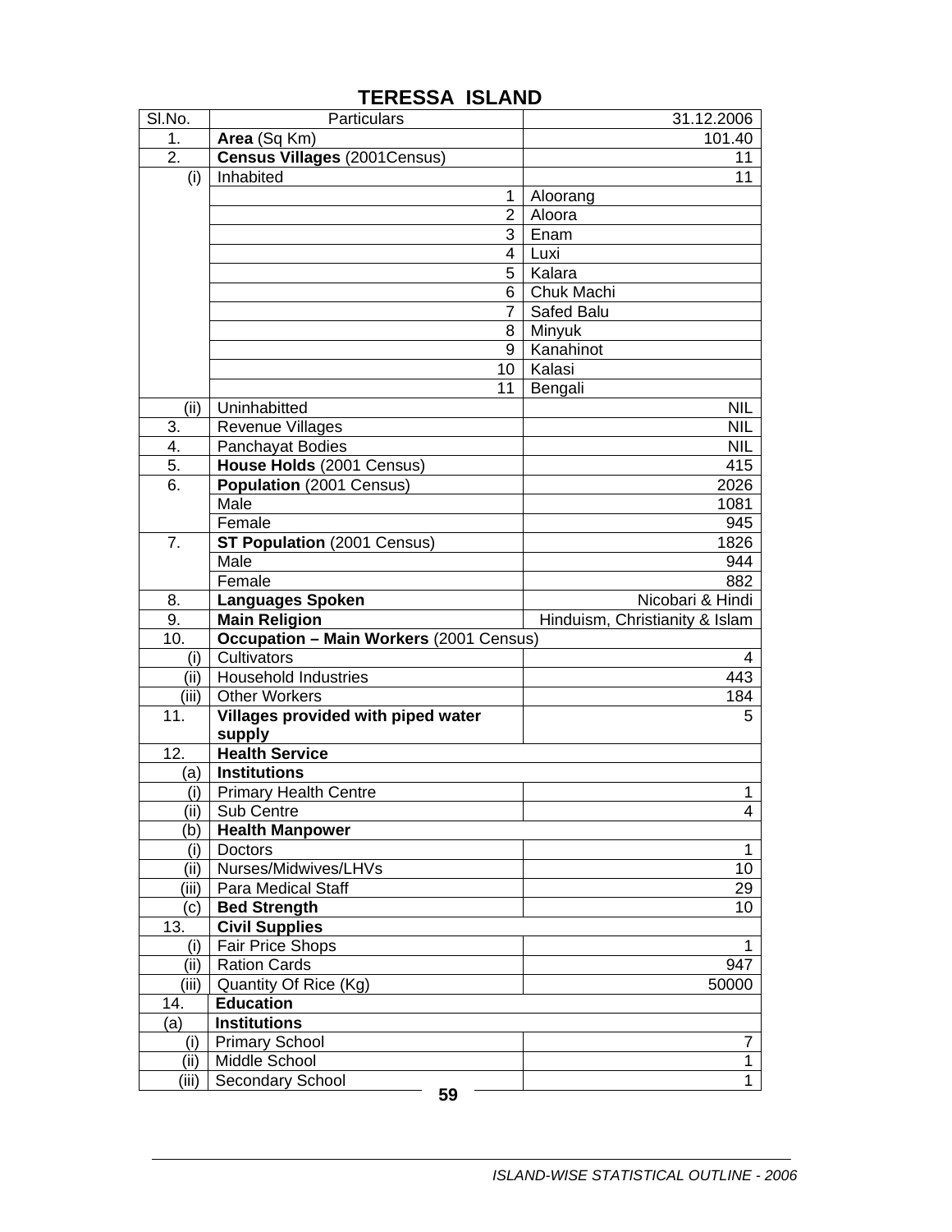# TERESSA ISLAND

| Sl.No. | Particulars | 31.12.2006 |
|---|---|---|
| 1. | **Area** (Sq Km) | 101.40 |
| 2. | **Census Villages** (2001Census) | 11 |
| (i) | Inhabited | 11 |
| | 1 | Aloorang |
| | 2 | Aloora |
| | 3 | Enam |
| | 4 | Luxi |
| | 5 | Kalara |
| | 6 | Chuk Machi |
| | 7 | Safed Balu |
| | 8 | Minyuk |
| | 9 | Kanahinot |
| | 10 | Kalasi |
| | 11 | Bengali |
| (ii) | Uninhabitted | NIL |
| 3. | Revenue Villages | NIL |
| 4. | Panchayat Bodies | NIL |
| 5. | **House Holds** (2001 Census) | 415 |
| 6. | **Population** (2001 Census) | 2026 |
| | Male | 1081 |
| | Female | 945 |
| 7. | **ST Population** (2001 Census) | 1826 |
| | Male | 944 |
| | Female | 882 |
| 8. | **Languages Spoken** | Nicobari & Hindi |
| 9. | **Main Religion** | Hinduism, Christianity & Islam |
| 10. | **Occupation – Main Workers** (2001 Census) | |
| (i) | Cultivators | 4 |
| (ii) | Household Industries | 443 |
| (iii) | Other Workers | 184 |
| 11. | **Villages provided with piped water supply** | 5 |
| 12. | **Health Service** | |
| (a) | **Institutions** | |
| (i) | Primary Health Centre | 1 |
| (ii) | Sub Centre | 4 |
| (b) | **Health Manpower** | |
| (i) | Doctors | 1 |
| (ii) | Nurses/Midwives/LHVs | 10 |
| (iii) | Para Medical Staff | 29 |
| (c) | **Bed Strength** | 10 |
| 13. | **Civil Supplies** | |
| (i) | Fair Price Shops | 1 |
| (ii) | Ration Cards | 947 |
| (iii) | Quantity Of Rice (Kg) | 50000 |
| 14. | **Education** | |
| (a) | **Institutions** | |
| (i) | Primary School | 7 |
| (ii) | Middle School | 1 |
| (iii) | Secondary School | 1 |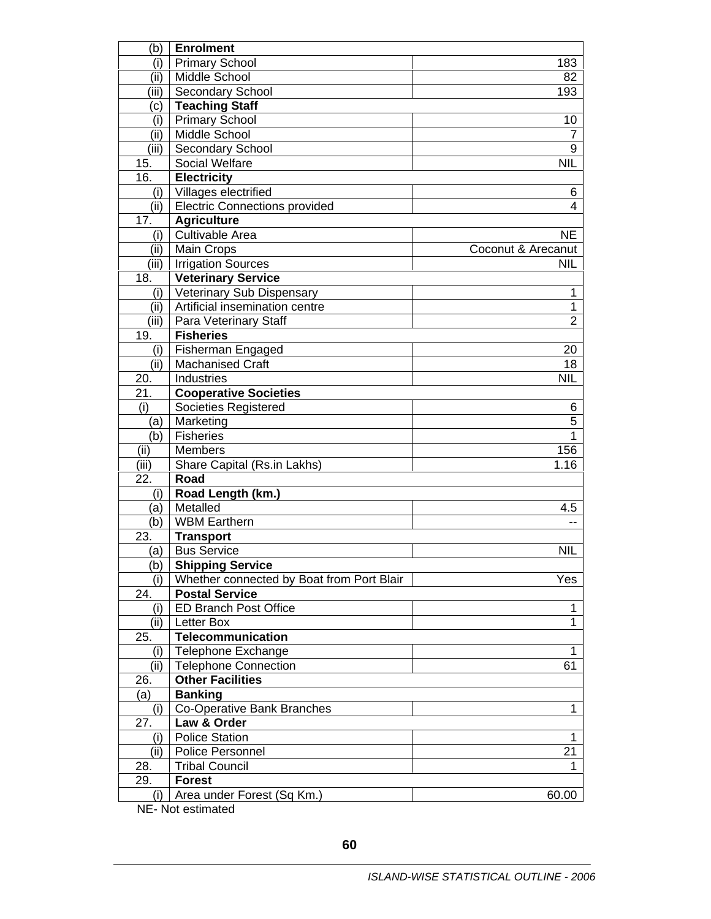| | | |
|---|---|---|
| (b) | **Enrolment** | |
| (i) | Primary School | 183 |
| (ii) | Middle School | 82 |
| (iii) | Secondary School | 193 |
| (c) | **Teaching Staff** | |
| (i) | Primary School | 10 |
| (ii) | Middle School | 7 |
| (iii) | Secondary School | 9 |
| 15. | Social Welfare | NIL |
| 16. | **Electricity** | |
| (i) | Villages electrified | 6 |
| (ii) | Electric Connections provided | 4 |
| 17. | **Agriculture** | |
| (i) | Cultivable Area | NE |
| (ii) | Main Crops | Coconut & Arecanut |
| (iii) | Irrigation Sources | NIL |
| 18. | **Veterinary Service** | |
| (i) | Veterinary Sub Dispensary | 1 |
| (ii) | Artificial insemination centre | 1 |
| (iii) | Para Veterinary Staff | 2 |
| 19. | **Fisheries** | |
| (i) | Fisherman Engaged | 20 |
| (ii) | Machanised Craft | 18 |
| 20. | Industries | NIL |
| 21. | **Cooperative Societies** | |
| (i) | Societies Registered | 6 |
| (a) | Marketing | 5 |
| (b) | Fisheries | 1 |
| (ii) | Members | 156 |
| (iii) | Share Capital (Rs.in Lakhs) | 1.16 |
| 22. | **Road** | |
| (i) | **Road Length (km.)** | |
| (a) | Metalled | 4.5 |
| (b) | WBM Earthern | -- |
| 23. | **Transport** | |
| (a) | Bus Service | NIL |
| (b) | **Shipping Service** | |
| (i) | Whether connected by Boat from Port Blair | Yes |
| 24. | **Postal Service** | |
| (i) | ED Branch Post Office | 1 |
| (ii) | Letter Box | 1 |
| 25. | **Telecommunication** | |
| (i) | Telephone Exchange | 1 |
| (ii) | Telephone Connection | 61 |
| 26. | **Other Facilities** | |
| (a) | **Banking** | |
| (i) | Co-Operative Bank Branches | 1 |
| 27. | **Law & Order** | |
| (i) | Police Station | 1 |
| (ii) | Police Personnel | 21 |
| 28. | Tribal Council | 1 |
| 29. | **Forest** | |
| (i) | Area under Forest (Sq Km.) | 60.00 |

NE- Not estimated